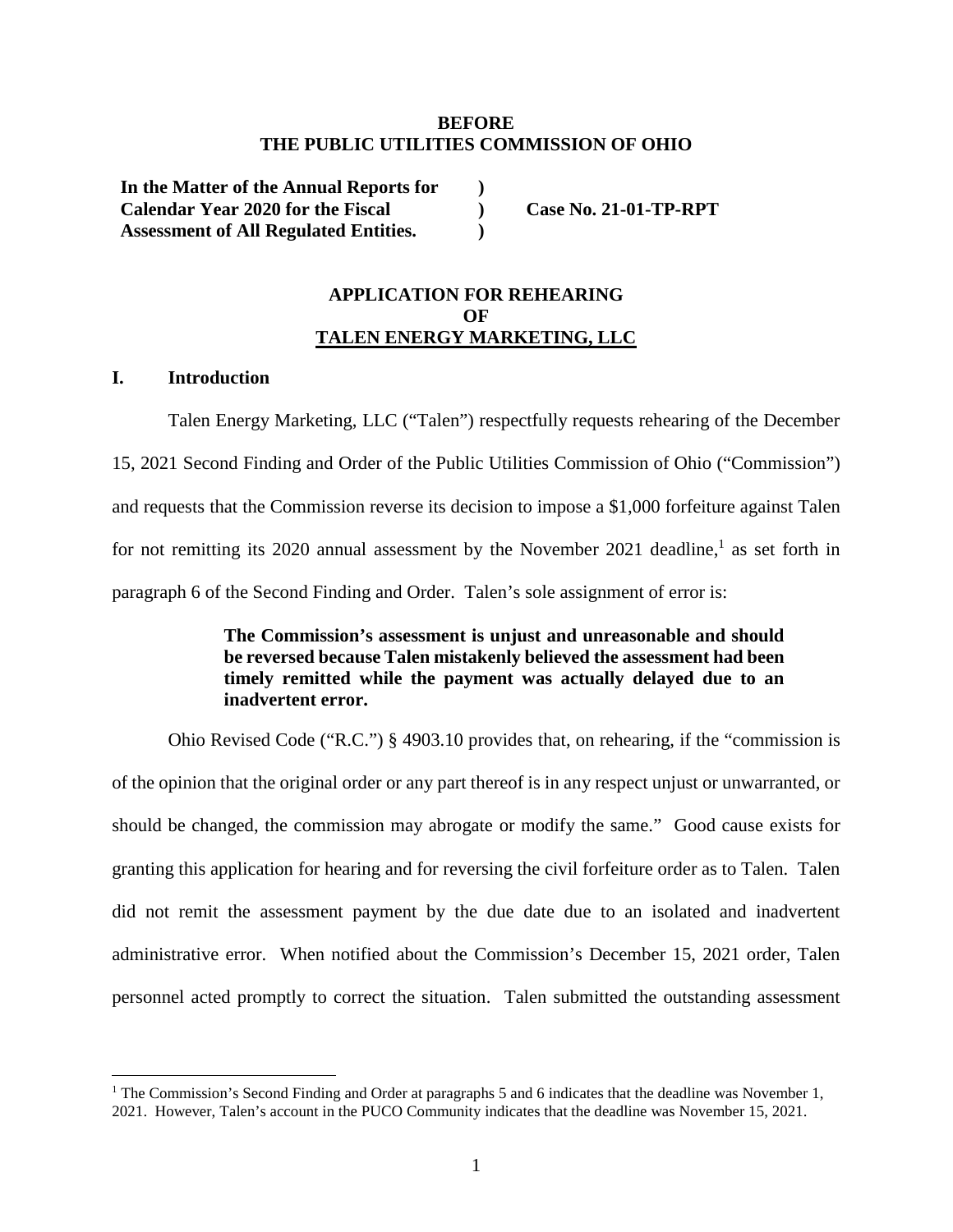**BEFORE**
**THE PUBLIC UTILITIES COMMISSION OF OHIO**

| | | |
|---|---|---|
| **In the Matter of the Annual Reports for Calendar Year 2020 for the Fiscal Assessment of All Regulated Entities.** | **)** **)** **)** | **Case No. 21-01-TP-RPT** |

**APPLICATION FOR REHEARING**
**OF**
**TALEN ENERGY MARKETING, LLC**

## I. Introduction

Talen Energy Marketing, LLC ("Talen") respectfully requests rehearing of the December 15, 2021 Second Finding and Order of the Public Utilities Commission of Ohio ("Commission") and requests that the Commission reverse its decision to impose a $1,000 forfeiture against Talen for not remitting its 2020 annual assessment by the November 2021 deadline,[1] as set forth in paragraph 6 of the Second Finding and Order. Talen's sole assignment of error is:

> **The Commission's assessment is unjust and unreasonable and should be reversed because Talen mistakenly believed the assessment had been timely remitted while the payment was actually delayed due to an inadvertent error.**

Ohio Revised Code ("R.C.") § 4903.10 provides that, on rehearing, if the "commission is of the opinion that the original order or any part thereof is in any respect unjust or unwarranted, or should be changed, the commission may abrogate or modify the same." Good cause exists for granting this application for hearing and for reversing the civil forfeiture order as to Talen. Talen did not remit the assessment payment by the due date due to an isolated and inadvertent administrative error. When notified about the Commission's December 15, 2021 order, Talen personnel acted promptly to correct the situation. Talen submitted the outstanding assessment

[1] The Commission's Second Finding and Order at paragraphs 5 and 6 indicates that the deadline was November 1, 2021. However, Talen's account in the PUCO Community indicates that the deadline was November 15, 2021.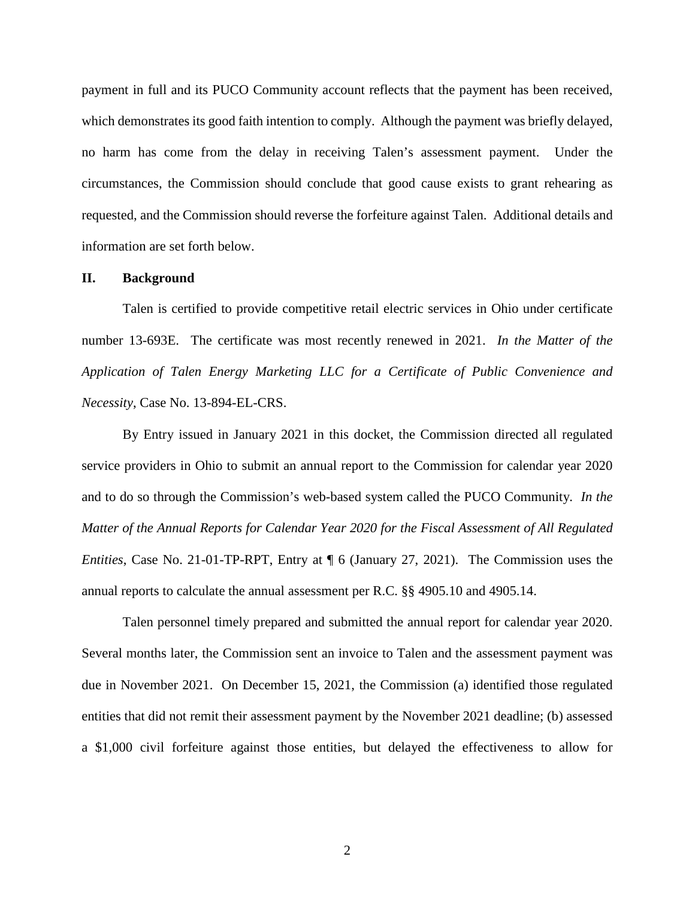payment in full and its PUCO Community account reflects that the payment has been received, which demonstrates its good faith intention to comply. Although the payment was briefly delayed, no harm has come from the delay in receiving Talen's assessment payment. Under the circumstances, the Commission should conclude that good cause exists to grant rehearing as requested, and the Commission should reverse the forfeiture against Talen. Additional details and information are set forth below.

## II. Background

Talen is certified to provide competitive retail electric services in Ohio under certificate number 13-693E. The certificate was most recently renewed in 2021. *In the Matter of the Application of Talen Energy Marketing LLC for a Certificate of Public Convenience and Necessity*, Case No. 13-894-EL-CRS.

By Entry issued in January 2021 in this docket, the Commission directed all regulated service providers in Ohio to submit an annual report to the Commission for calendar year 2020 and to do so through the Commission's web-based system called the PUCO Community. *In the Matter of the Annual Reports for Calendar Year 2020 for the Fiscal Assessment of All Regulated Entities*, Case No. 21-01-TP-RPT, Entry at ¶ 6 (January 27, 2021). The Commission uses the annual reports to calculate the annual assessment per R.C. §§ 4905.10 and 4905.14.

Talen personnel timely prepared and submitted the annual report for calendar year 2020. Several months later, the Commission sent an invoice to Talen and the assessment payment was due in November 2021. On December 15, 2021, the Commission (a) identified those regulated entities that did not remit their assessment payment by the November 2021 deadline; (b) assessed a $1,000 civil forfeiture against those entities, but delayed the effectiveness to allow for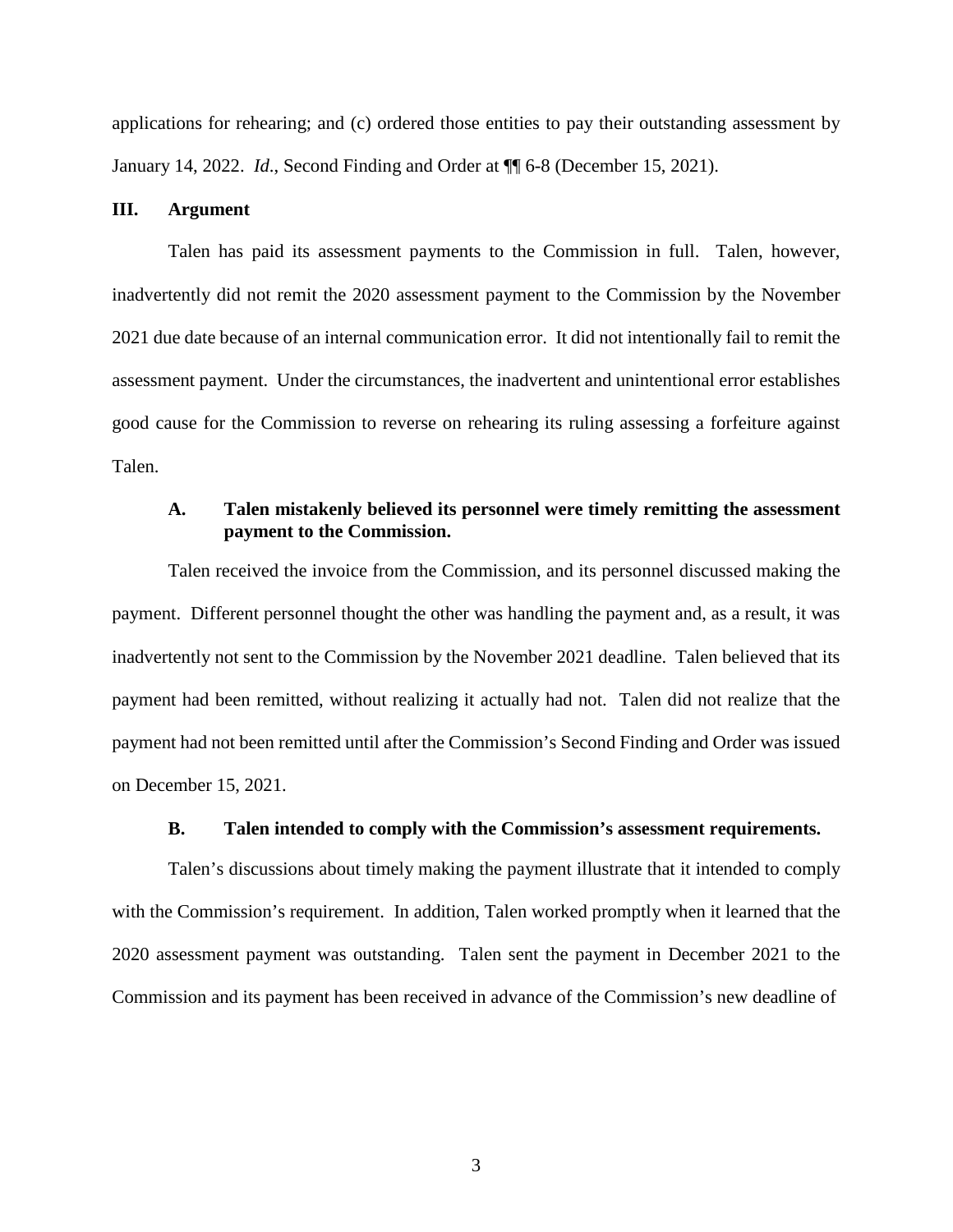applications for rehearing; and (c) ordered those entities to pay their outstanding assessment by January 14, 2022. *Id*., Second Finding and Order at ¶¶ 6-8 (December 15, 2021).

## III. Argument

Talen has paid its assessment payments to the Commission in full. Talen, however, inadvertently did not remit the 2020 assessment payment to the Commission by the November 2021 due date because of an internal communication error. It did not intentionally fail to remit the assessment payment. Under the circumstances, the inadvertent and unintentional error establishes good cause for the Commission to reverse on rehearing its ruling assessing a forfeiture against Talen.

### A. Talen mistakenly believed its personnel were timely remitting the assessment payment to the Commission.

Talen received the invoice from the Commission, and its personnel discussed making the payment. Different personnel thought the other was handling the payment and, as a result, it was inadvertently not sent to the Commission by the November 2021 deadline. Talen believed that its payment had been remitted, without realizing it actually had not. Talen did not realize that the payment had not been remitted until after the Commission's Second Finding and Order was issued on December 15, 2021.

### B. Talen intended to comply with the Commission's assessment requirements.

Talen's discussions about timely making the payment illustrate that it intended to comply with the Commission's requirement. In addition, Talen worked promptly when it learned that the 2020 assessment payment was outstanding. Talen sent the payment in December 2021 to the Commission and its payment has been received in advance of the Commission's new deadline of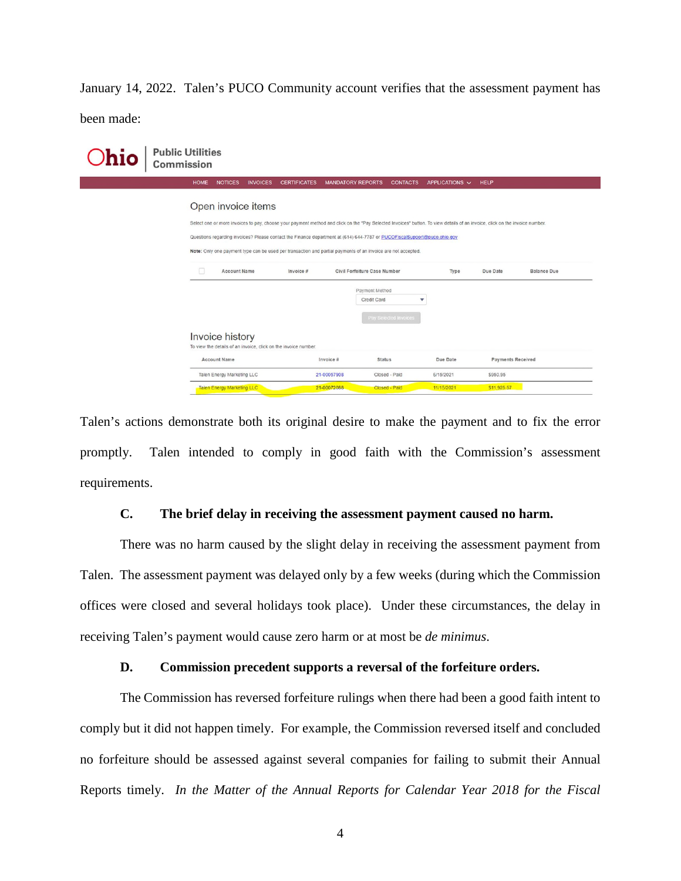January 14, 2022. Talen's PUCO Community account verifies that the assessment payment has been made:

Ohio | Public Utilities Commission

HOME NOTICES INVOICES CERTIFICATES MANDATORY REPORTS CONTACTS APPLICATIONS HELP

Open invoice items

Select one or more invoices to pay, choose your payment method and click on the "Pay Selected Invoices" button. To view details of an invoice, click on the invoice number.

Questions regarding invoices? Please contact the Finance department at (614) 644-7787 or PUCOFiscalSupport@puco.ohio.gov

Note: Only one payment type can be used per transaction and partial payments of an invoice are not accepted.

| | Account Name | Invoice # | Civil Forfeiture Case Number | Type | Due Date | Balance Due |
|---|---|---|---|---|---|---|

Payment Method: Credit Card

Pay Selected Invoices

Invoice history

To view the details of an invoice, click on the invoice number.

| Account Name | Invoice # | Status | Due Date | Payments Received |
|---|---|---|---|---|
| Talen Energy Marketing LLC | 21-00057908 | Closed - Paid | 6/15/2021 | $950.95 |
| Talen Energy Marketing LLC | 21-00072068 | Closed - Paid | 11/15/2021 | $11,925.57 |

Talen's actions demonstrate both its original desire to make the payment and to fix the error promptly. Talen intended to comply in good faith with the Commission's assessment requirements.

### C. The brief delay in receiving the assessment payment caused no harm.

There was no harm caused by the slight delay in receiving the assessment payment from Talen. The assessment payment was delayed only by a few weeks (during which the Commission offices were closed and several holidays took place). Under these circumstances, the delay in receiving Talen's payment would cause zero harm or at most be *de minimus*.

### D. Commission precedent supports a reversal of the forfeiture orders.

The Commission has reversed forfeiture rulings when there had been a good faith intent to comply but it did not happen timely. For example, the Commission reversed itself and concluded no forfeiture should be assessed against several companies for failing to submit their Annual Reports timely. *In the Matter of the Annual Reports for Calendar Year 2018 for the Fiscal*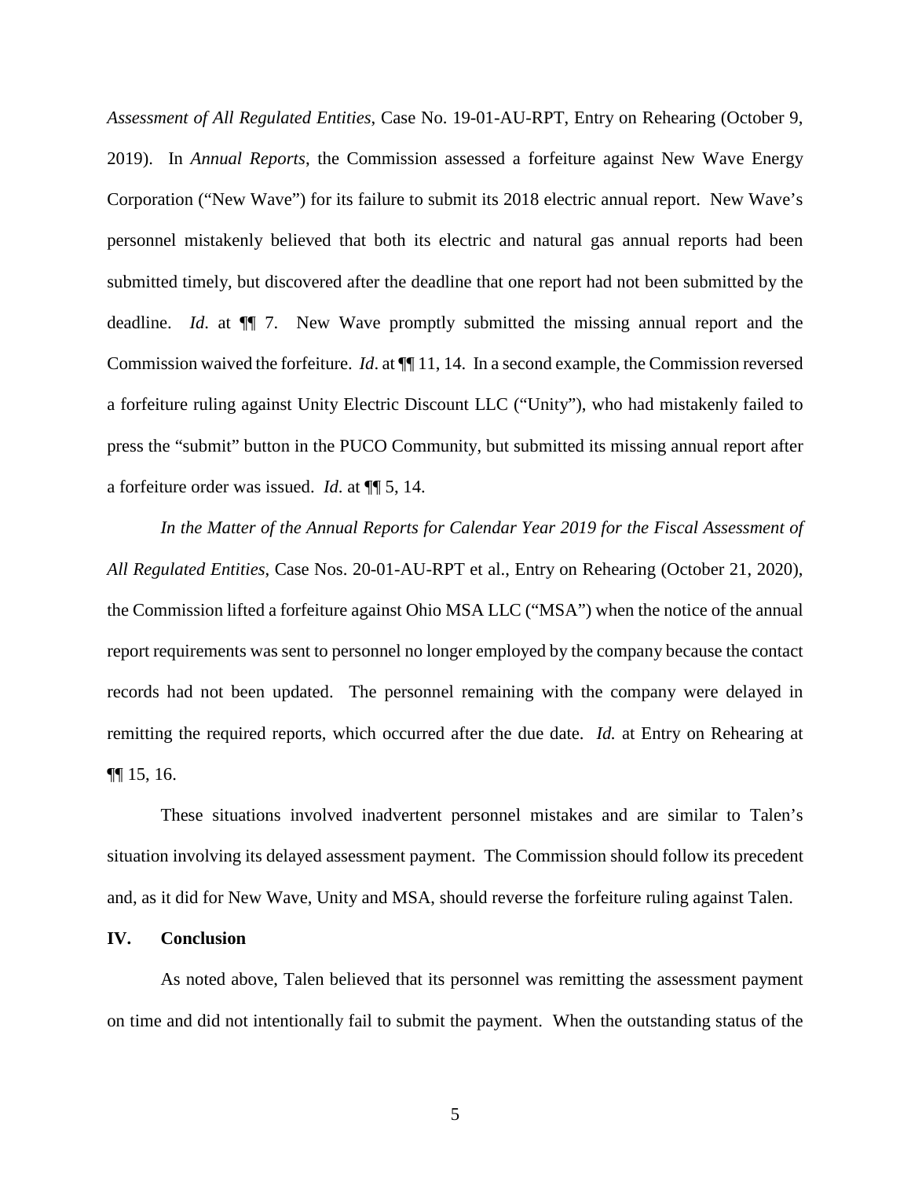*Assessment of All Regulated Entities*, Case No. 19-01-AU-RPT, Entry on Rehearing (October 9, 2019). In *Annual Reports*, the Commission assessed a forfeiture against New Wave Energy Corporation ("New Wave") for its failure to submit its 2018 electric annual report. New Wave's personnel mistakenly believed that both its electric and natural gas annual reports had been submitted timely, but discovered after the deadline that one report had not been submitted by the deadline. *Id*. at ¶¶ 7. New Wave promptly submitted the missing annual report and the Commission waived the forfeiture. *Id*. at ¶¶ 11, 14. In a second example, the Commission reversed a forfeiture ruling against Unity Electric Discount LLC ("Unity"), who had mistakenly failed to press the "submit" button in the PUCO Community, but submitted its missing annual report after a forfeiture order was issued. *Id*. at ¶¶ 5, 14.

*In the Matter of the Annual Reports for Calendar Year 2019 for the Fiscal Assessment of All Regulated Entities*, Case Nos. 20-01-AU-RPT et al., Entry on Rehearing (October 21, 2020), the Commission lifted a forfeiture against Ohio MSA LLC ("MSA") when the notice of the annual report requirements was sent to personnel no longer employed by the company because the contact records had not been updated. The personnel remaining with the company were delayed in remitting the required reports, which occurred after the due date. *Id.* at Entry on Rehearing at ¶¶ 15, 16.

These situations involved inadvertent personnel mistakes and are similar to Talen's situation involving its delayed assessment payment. The Commission should follow its precedent and, as it did for New Wave, Unity and MSA, should reverse the forfeiture ruling against Talen.

## IV. Conclusion

As noted above, Talen believed that its personnel was remitting the assessment payment on time and did not intentionally fail to submit the payment. When the outstanding status of the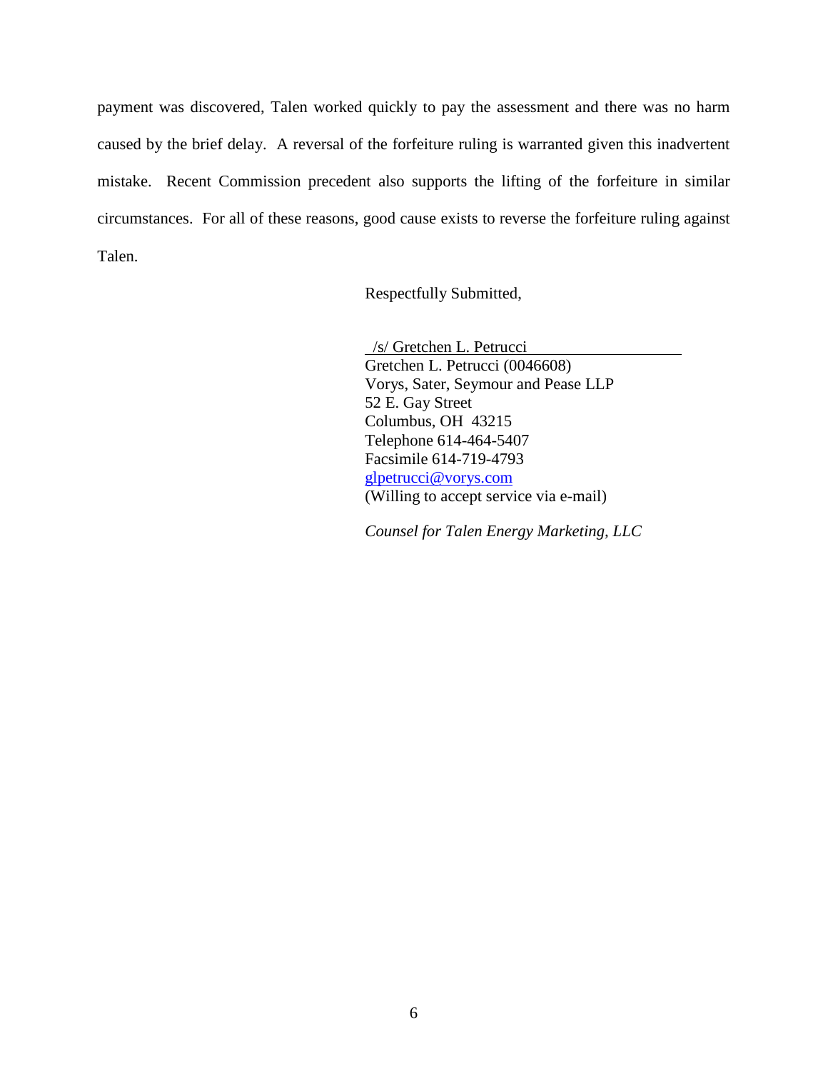payment was discovered, Talen worked quickly to pay the assessment and there was no harm caused by the brief delay. A reversal of the forfeiture ruling is warranted given this inadvertent mistake. Recent Commission precedent also supports the lifting of the forfeiture in similar circumstances. For all of these reasons, good cause exists to reverse the forfeiture ruling against Talen.

Respectfully Submitted,

/s/ Gretchen L. Petrucci  
Gretchen L. Petrucci (0046608)  
Vorys, Sater, Seymour and Pease LLP  
52 E. Gay Street  
Columbus, OH 43215  
Telephone 614-464-5407  
Facsimile 614-719-4793  
glpetrucci@vorys.com  
(Willing to accept service via e-mail)

*Counsel for Talen Energy Marketing, LLC*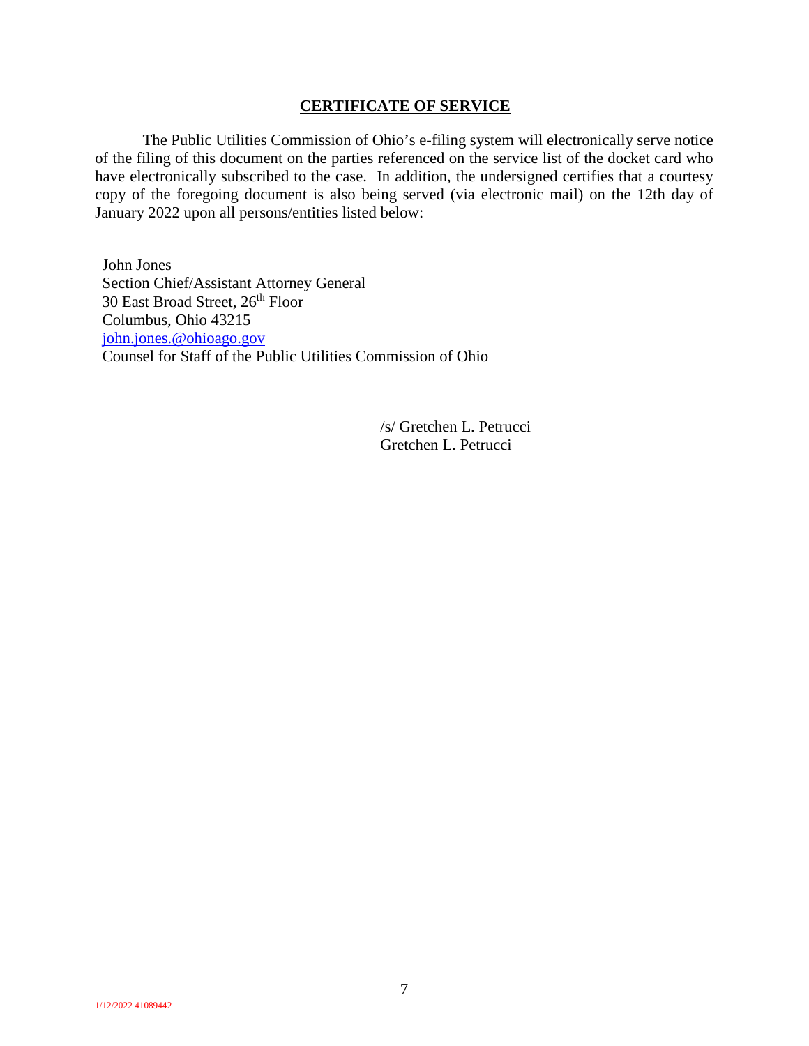## CERTIFICATE OF SERVICE

The Public Utilities Commission of Ohio's e-filing system will electronically serve notice of the filing of this document on the parties referenced on the service list of the docket card who have electronically subscribed to the case. In addition, the undersigned certifies that a courtesy copy of the foregoing document is also being served (via electronic mail) on the 12th day of January 2022 upon all persons/entities listed below:

John Jones
Section Chief/Assistant Attorney General
30 East Broad Street, 26th Floor
Columbus, Ohio 43215
john.jones.@ohioago.gov
Counsel for Staff of the Public Utilities Commission of Ohio

/s/ Gretchen L. Petrucci
Gretchen L. Petrucci

1/12/2022 41089442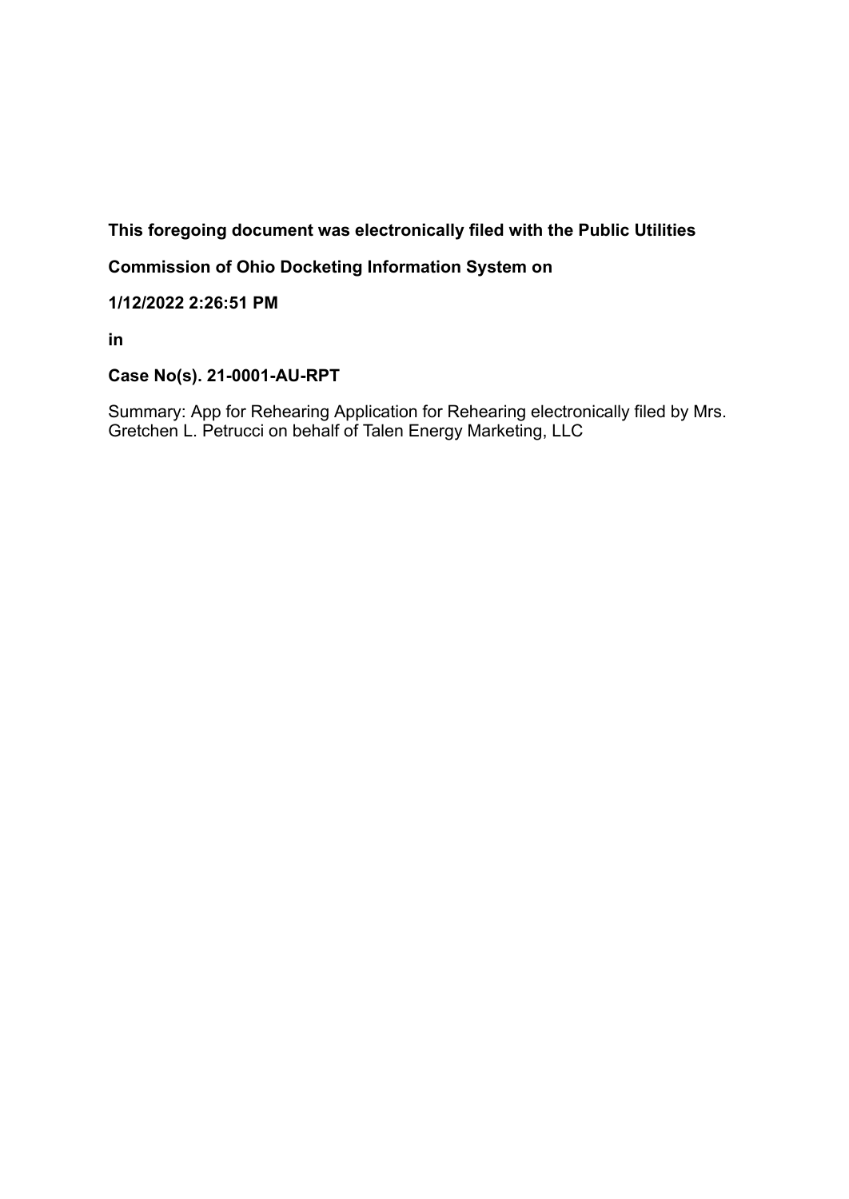**This foregoing document was electronically filed with the Public Utilities**

**Commission of Ohio Docketing Information System on**

**1/12/2022 2:26:51 PM**

**in**

**Case No(s). 21-0001-AU-RPT**

Summary: App for Rehearing Application for Rehearing electronically filed by Mrs. Gretchen L. Petrucci on behalf of Talen Energy Marketing, LLC